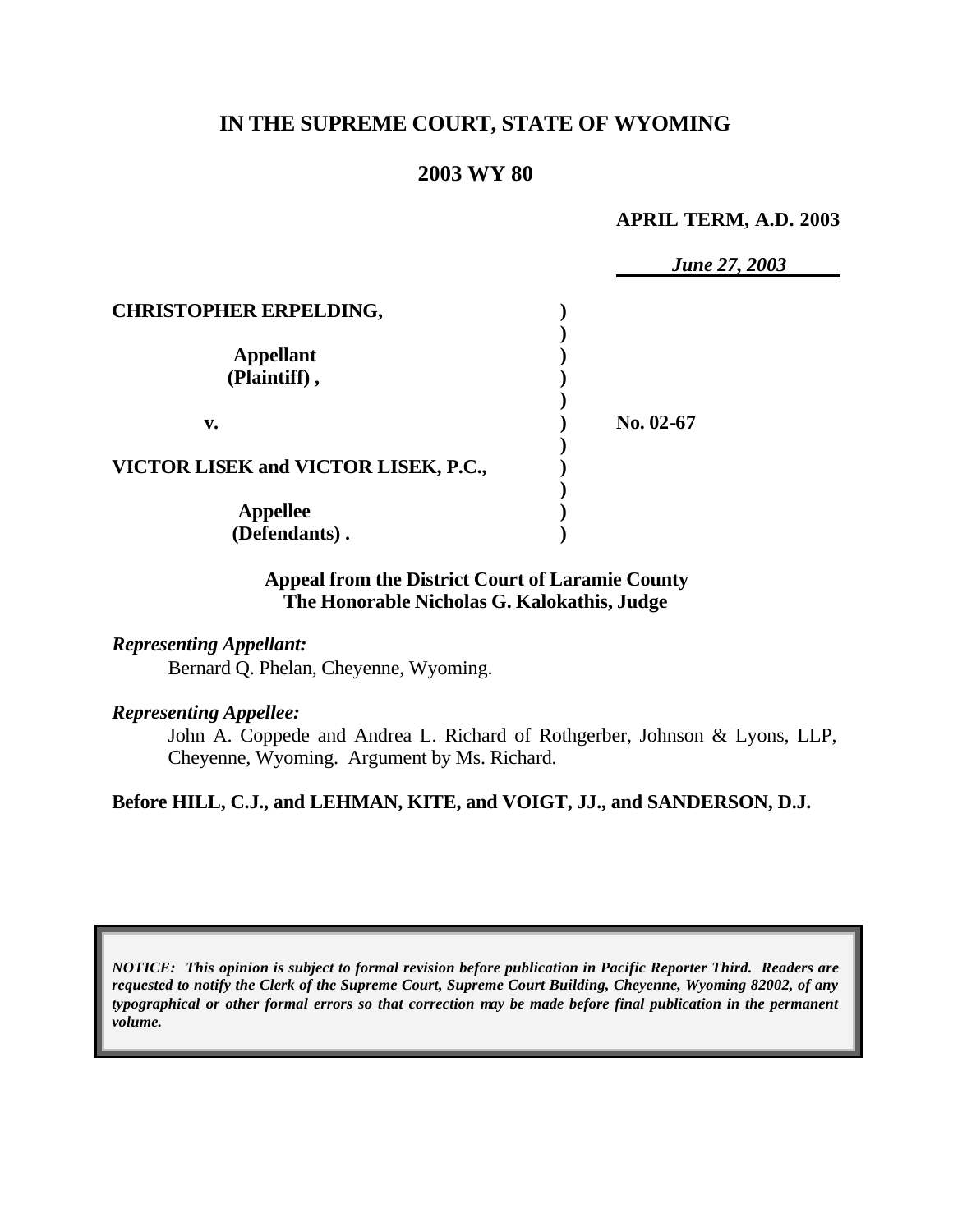# IN THE SUPREME COURT, STATE OF WYOMING

## 2003 WY 80

**APRIL TERM, A.D. 2003**

*June 27, 2003*

| | | |
|---|---|---|
| **CHRISTOPHER ERPELDING,** | **)** | |
| | **)** | |
| **Appellant** | **)** | |
| **(Plaintiff) ,** | **)** | |
| | **)** | |
| **v.** | **)** | **No. 02-67** |
| | **)** | |
| **VICTOR LISEK and VICTOR LISEK, P.C.,** | **)** | |
| | **)** | |
| **Appellee** | **)** | |
| **(Defendants) .** | **)** | |

**Appeal from the District Court of Laramie County**
**The Honorable Nicholas G. Kalokathis, Judge**

*Representing Appellant:*

Bernard Q. Phelan, Cheyenne, Wyoming.

*Representing Appellee:*

John A. Coppede and Andrea L. Richard of Rothgerber, Johnson & Lyons, LLP, Cheyenne, Wyoming. Argument by Ms. Richard.

**Before HILL, C.J., and LEHMAN, KITE, and VOIGT, JJ., and SANDERSON, D.J.**

*NOTICE: This opinion is subject to formal revision before publication in Pacific Reporter Third. Readers are requested to notify the Clerk of the Supreme Court, Supreme Court Building, Cheyenne, Wyoming 82002, of any typographical or other formal errors so that correction may be made before final publication in the permanent volume.*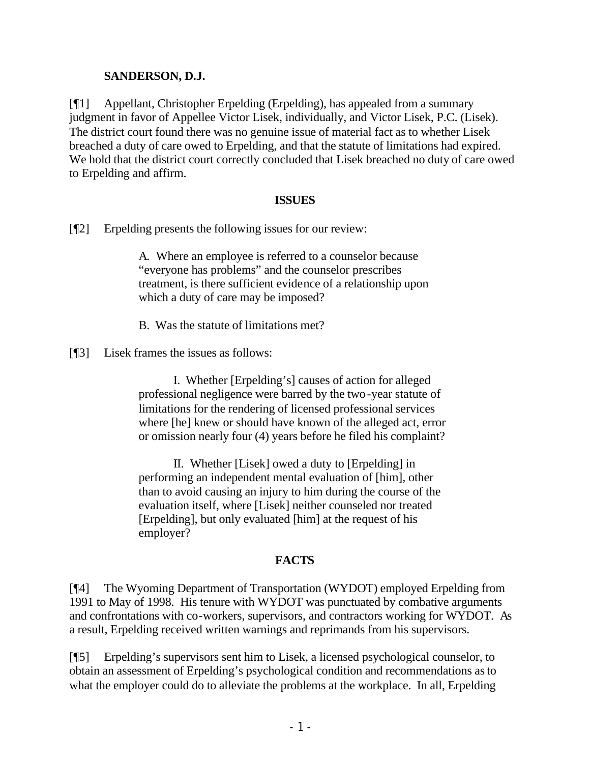**SANDERSON, D.J.**

[¶1] Appellant, Christopher Erpelding (Erpelding), has appealed from a summary judgment in favor of Appellee Victor Lisek, individually, and Victor Lisek, P.C. (Lisek). The district court found there was no genuine issue of material fact as to whether Lisek breached a duty of care owed to Erpelding, and that the statute of limitations had expired. We hold that the district court correctly concluded that Lisek breached no duty of care owed to Erpelding and affirm.

## ISSUES

[¶2] Erpelding presents the following issues for our review:

> A. Where an employee is referred to a counselor because "everyone has problems" and the counselor prescribes treatment, is there sufficient evidence of a relationship upon which a duty of care may be imposed?
>
> B. Was the statute of limitations met?

[¶3] Lisek frames the issues as follows:

> I. Whether [Erpelding's] causes of action for alleged professional negligence were barred by the two-year statute of limitations for the rendering of licensed professional services where [he] knew or should have known of the alleged act, error or omission nearly four (4) years before he filed his complaint?
>
> II. Whether [Lisek] owed a duty to [Erpelding] in performing an independent mental evaluation of [him], other than to avoid causing an injury to him during the course of the evaluation itself, where [Lisek] neither counseled nor treated [Erpelding], but only evaluated [him] at the request of his employer?

## FACTS

[¶4] The Wyoming Department of Transportation (WYDOT) employed Erpelding from 1991 to May of 1998. His tenure with WYDOT was punctuated by combative arguments and confrontations with co-workers, supervisors, and contractors working for WYDOT. As a result, Erpelding received written warnings and reprimands from his supervisors.

[¶5] Erpelding's supervisors sent him to Lisek, a licensed psychological counselor, to obtain an assessment of Erpelding's psychological condition and recommendations as to what the employer could do to alleviate the problems at the workplace. In all, Erpelding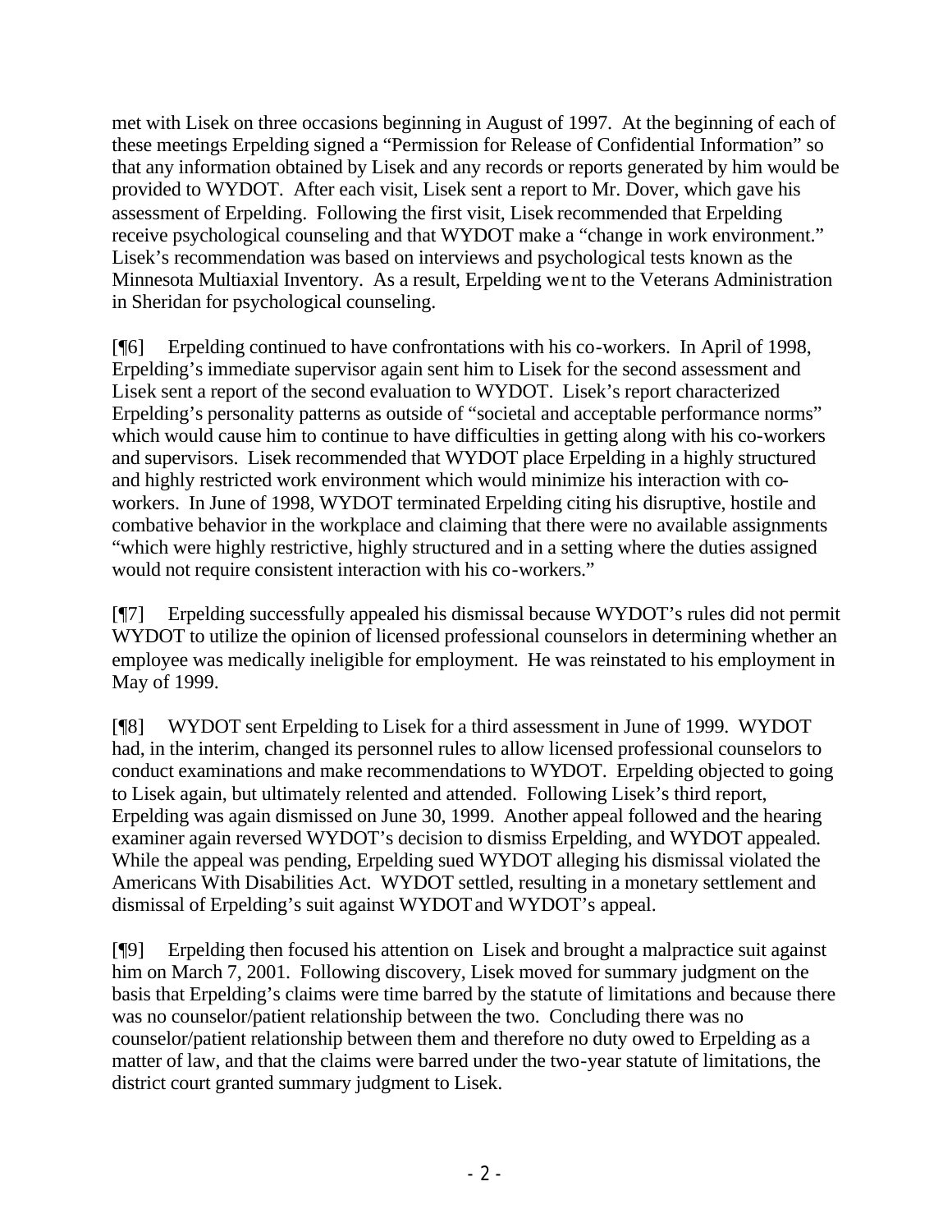met with Lisek on three occasions beginning in August of 1997. At the beginning of each of these meetings Erpelding signed a "Permission for Release of Confidential Information" so that any information obtained by Lisek and any records or reports generated by him would be provided to WYDOT. After each visit, Lisek sent a report to Mr. Dover, which gave his assessment of Erpelding. Following the first visit, Lisek recommended that Erpelding receive psychological counseling and that WYDOT make a "change in work environment." Lisek's recommendation was based on interviews and psychological tests known as the Minnesota Multiaxial Inventory. As a result, Erpelding went to the Veterans Administration in Sheridan for psychological counseling.

[¶6] Erpelding continued to have confrontations with his co-workers. In April of 1998, Erpelding's immediate supervisor again sent him to Lisek for the second assessment and Lisek sent a report of the second evaluation to WYDOT. Lisek's report characterized Erpelding's personality patterns as outside of "societal and acceptable performance norms" which would cause him to continue to have difficulties in getting along with his co-workers and supervisors. Lisek recommended that WYDOT place Erpelding in a highly structured and highly restricted work environment which would minimize his interaction with co-workers. In June of 1998, WYDOT terminated Erpelding citing his disruptive, hostile and combative behavior in the workplace and claiming that there were no available assignments "which were highly restrictive, highly structured and in a setting where the duties assigned would not require consistent interaction with his co-workers."

[¶7] Erpelding successfully appealed his dismissal because WYDOT's rules did not permit WYDOT to utilize the opinion of licensed professional counselors in determining whether an employee was medically ineligible for employment. He was reinstated to his employment in May of 1999.

[¶8] WYDOT sent Erpelding to Lisek for a third assessment in June of 1999. WYDOT had, in the interim, changed its personnel rules to allow licensed professional counselors to conduct examinations and make recommendations to WYDOT. Erpelding objected to going to Lisek again, but ultimately relented and attended. Following Lisek's third report, Erpelding was again dismissed on June 30, 1999. Another appeal followed and the hearing examiner again reversed WYDOT's decision to dismiss Erpelding, and WYDOT appealed. While the appeal was pending, Erpelding sued WYDOT alleging his dismissal violated the Americans With Disabilities Act. WYDOT settled, resulting in a monetary settlement and dismissal of Erpelding's suit against WYDOT and WYDOT's appeal.

[¶9] Erpelding then focused his attention on Lisek and brought a malpractice suit against him on March 7, 2001. Following discovery, Lisek moved for summary judgment on the basis that Erpelding's claims were time barred by the statute of limitations and because there was no counselor/patient relationship between the two. Concluding there was no counselor/patient relationship between them and therefore no duty owed to Erpelding as a matter of law, and that the claims were barred under the two-year statute of limitations, the district court granted summary judgment to Lisek.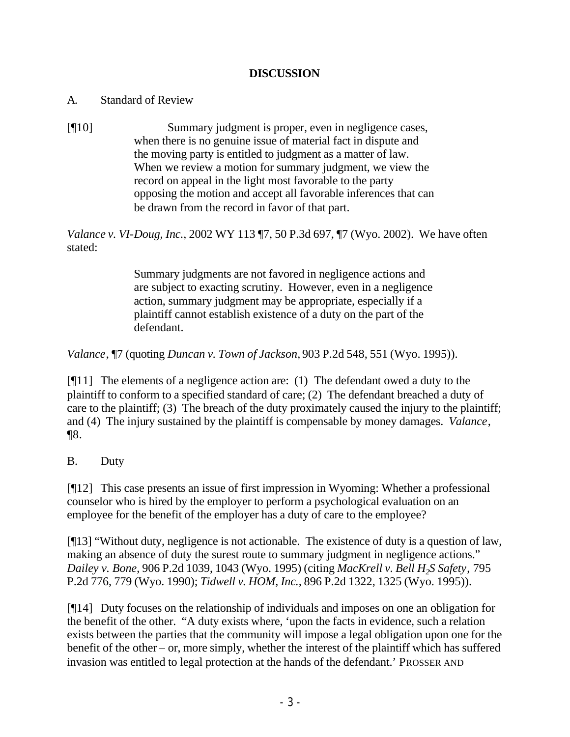**DISCUSSION**

A. Standard of Review

[¶10]

> Summary judgment is proper, even in negligence cases, when there is no genuine issue of material fact in dispute and the moving party is entitled to judgment as a matter of law. When we review a motion for summary judgment, we view the record on appeal in the light most favorable to the party opposing the motion and accept all favorable inferences that can be drawn from the record in favor of that part.

*Valance v. VI-Doug, Inc.,* 2002 WY 113 ¶7, 50 P.3d 697, ¶7 (Wyo. 2002). We have often stated:

> Summary judgments are not favored in negligence actions and are subject to exacting scrutiny. However, even in a negligence action, summary judgment may be appropriate, especially if a plaintiff cannot establish existence of a duty on the part of the defendant.

*Valance*, ¶7 (quoting *Duncan v. Town of Jackson,* 903 P.2d 548, 551 (Wyo. 1995)).

[¶11] The elements of a negligence action are: (1) The defendant owed a duty to the plaintiff to conform to a specified standard of care; (2) The defendant breached a duty of care to the plaintiff; (3) The breach of the duty proximately caused the injury to the plaintiff; and (4) The injury sustained by the plaintiff is compensable by money damages. *Valance*, ¶8.

B. Duty

[¶12] This case presents an issue of first impression in Wyoming: Whether a professional counselor who is hired by the employer to perform a psychological evaluation on an employee for the benefit of the employer has a duty of care to the employee?

[¶13] "Without duty, negligence is not actionable. The existence of duty is a question of law, making an absence of duty the surest route to summary judgment in negligence actions." *Dailey v. Bone*, 906 P.2d 1039, 1043 (Wyo. 1995) (citing *MacKrell v. Bell $H_2S$ Safety*, 795 P.2d 776, 779 (Wyo. 1990); *Tidwell v. HOM, Inc.,* 896 P.2d 1322, 1325 (Wyo. 1995)).

[¶14] Duty focuses on the relationship of individuals and imposes on one an obligation for the benefit of the other. "A duty exists where, 'upon the facts in evidence, such a relation exists between the parties that the community will impose a legal obligation upon one for the benefit of the other – or, more simply, whether the interest of the plaintiff which has suffered invasion was entitled to legal protection at the hands of the defendant.' PROSSER AND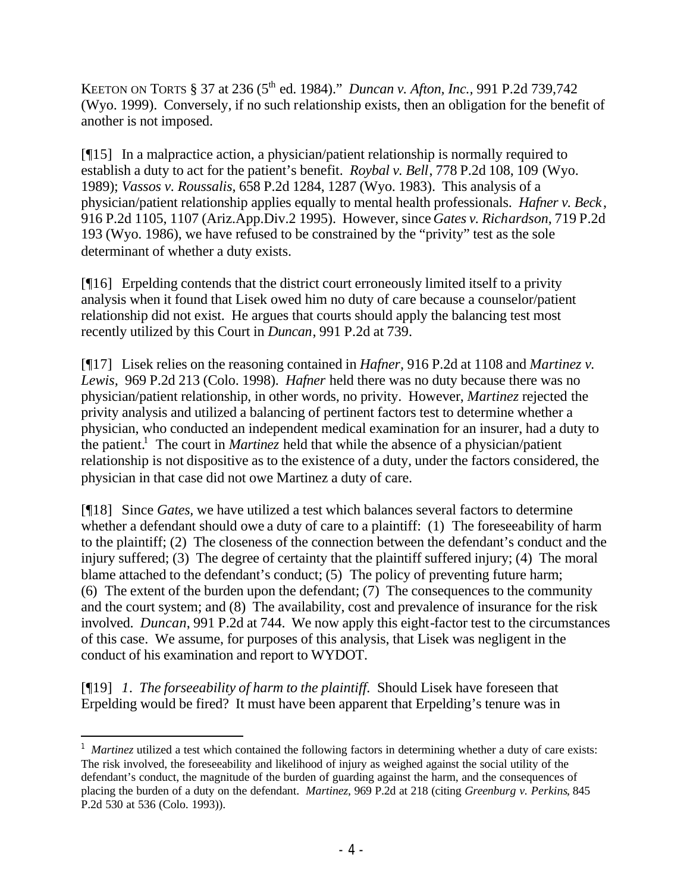KEETON ON TORTS § 37 at 236 (5th ed. 1984)." *Duncan v. Afton, Inc.*, 991 P.2d 739,742 (Wyo. 1999). Conversely, if no such relationship exists, then an obligation for the benefit of another is not imposed.

[¶15] In a malpractice action, a physician/patient relationship is normally required to establish a duty to act for the patient's benefit. *Roybal v. Bell*, 778 P.2d 108, 109 (Wyo. 1989); *Vassos v. Roussalis*, 658 P.2d 1284, 1287 (Wyo. 1983). This analysis of a physician/patient relationship applies equally to mental health professionals. *Hafner v. Beck*, 916 P.2d 1105, 1107 (Ariz.App.Div.2 1995). However, since *Gates v. Richardson*, 719 P.2d 193 (Wyo. 1986), we have refused to be constrained by the "privity" test as the sole determinant of whether a duty exists.

[¶16] Erpelding contends that the district court erroneously limited itself to a privity analysis when it found that Lisek owed him no duty of care because a counselor/patient relationship did not exist. He argues that courts should apply the balancing test most recently utilized by this Court in *Duncan*, 991 P.2d at 739.

[¶17] Lisek relies on the reasoning contained in *Hafner*, 916 P.2d at 1108 and *Martinez v. Lewis*, 969 P.2d 213 (Colo. 1998). *Hafner* held there was no duty because there was no physician/patient relationship, in other words, no privity. However, *Martinez* rejected the privity analysis and utilized a balancing of pertinent factors test to determine whether a physician, who conducted an independent medical examination for an insurer, had a duty to the patient.[1] The court in *Martinez* held that while the absence of a physician/patient relationship is not dispositive as to the existence of a duty, under the factors considered, the physician in that case did not owe Martinez a duty of care.

[¶18] Since *Gates*, we have utilized a test which balances several factors to determine whether a defendant should owe a duty of care to a plaintiff: (1) The foreseeability of harm to the plaintiff; (2) The closeness of the connection between the defendant's conduct and the injury suffered; (3) The degree of certainty that the plaintiff suffered injury; (4) The moral blame attached to the defendant's conduct; (5) The policy of preventing future harm; (6) The extent of the burden upon the defendant; (7) The consequences to the community and the court system; and (8) The availability, cost and prevalence of insurance for the risk involved. *Duncan*, 991 P.2d at 744. We now apply this eight-factor test to the circumstances of this case. We assume, for purposes of this analysis, that Lisek was negligent in the conduct of his examination and report to WYDOT.

[¶19] *1. The forseeability of harm to the plaintiff.* Should Lisek have foreseen that Erpelding would be fired? It must have been apparent that Erpelding's tenure was in

---

[1] *Martinez* utilized a test which contained the following factors in determining whether a duty of care exists: The risk involved, the foreseeability and likelihood of injury as weighed against the social utility of the defendant's conduct, the magnitude of the burden of guarding against the harm, and the consequences of placing the burden of a duty on the defendant. *Martinez*, 969 P.2d at 218 (citing *Greenburg v. Perkins*, 845 P.2d 530 at 536 (Colo. 1993)).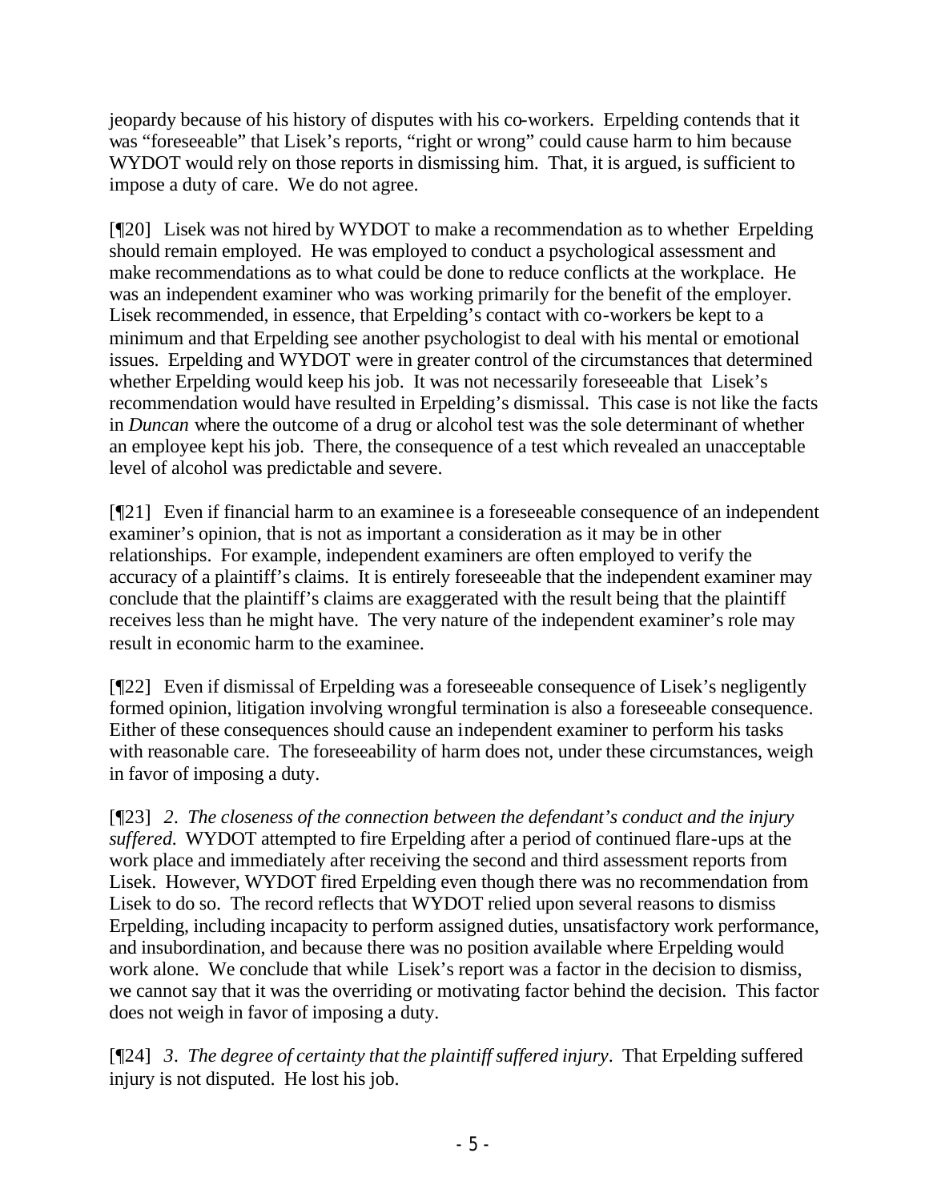jeopardy because of his history of disputes with his co-workers. Erpelding contends that it was "foreseeable" that Lisek's reports, "right or wrong" could cause harm to him because WYDOT would rely on those reports in dismissing him. That, it is argued, is sufficient to impose a duty of care. We do not agree.

[¶20] Lisek was not hired by WYDOT to make a recommendation as to whether Erpelding should remain employed. He was employed to conduct a psychological assessment and make recommendations as to what could be done to reduce conflicts at the workplace. He was an independent examiner who was working primarily for the benefit of the employer. Lisek recommended, in essence, that Erpelding's contact with co-workers be kept to a minimum and that Erpelding see another psychologist to deal with his mental or emotional issues. Erpelding and WYDOT were in greater control of the circumstances that determined whether Erpelding would keep his job. It was not necessarily foreseeable that Lisek's recommendation would have resulted in Erpelding's dismissal. This case is not like the facts in *Duncan* where the outcome of a drug or alcohol test was the sole determinant of whether an employee kept his job. There, the consequence of a test which revealed an unacceptable level of alcohol was predictable and severe.

[¶21] Even if financial harm to an examinee is a foreseeable consequence of an independent examiner's opinion, that is not as important a consideration as it may be in other relationships. For example, independent examiners are often employed to verify the accuracy of a plaintiff's claims. It is entirely foreseeable that the independent examiner may conclude that the plaintiff's claims are exaggerated with the result being that the plaintiff receives less than he might have. The very nature of the independent examiner's role may result in economic harm to the examinee.

[¶22] Even if dismissal of Erpelding was a foreseeable consequence of Lisek's negligently formed opinion, litigation involving wrongful termination is also a foreseeable consequence. Either of these consequences should cause an independent examiner to perform his tasks with reasonable care. The foreseeability of harm does not, under these circumstances, weigh in favor of imposing a duty.

[¶23] *2. The closeness of the connection between the defendant's conduct and the injury suffered.* WYDOT attempted to fire Erpelding after a period of continued flare-ups at the work place and immediately after receiving the second and third assessment reports from Lisek. However, WYDOT fired Erpelding even though there was no recommendation from Lisek to do so. The record reflects that WYDOT relied upon several reasons to dismiss Erpelding, including incapacity to perform assigned duties, unsatisfactory work performance, and insubordination, and because there was no position available where Erpelding would work alone. We conclude that while Lisek's report was a factor in the decision to dismiss, we cannot say that it was the overriding or motivating factor behind the decision. This factor does not weigh in favor of imposing a duty.

[¶24] *3. The degree of certainty that the plaintiff suffered injury.* That Erpelding suffered injury is not disputed. He lost his job.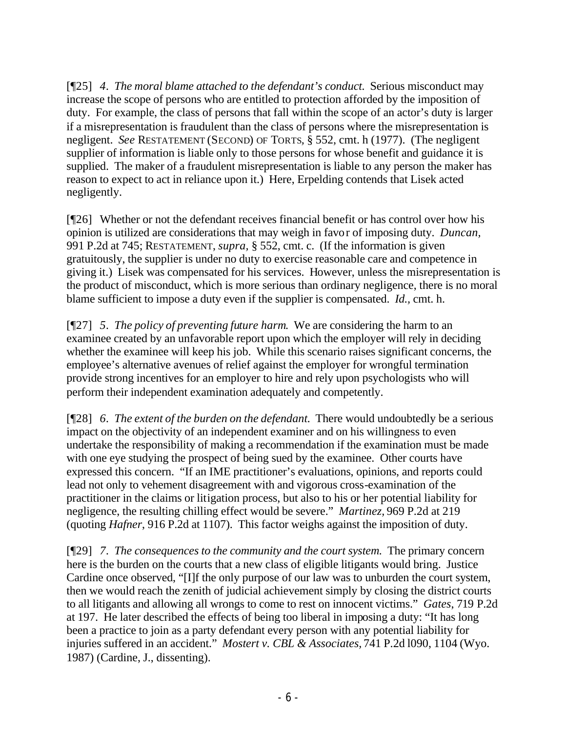[¶25] *4. The moral blame attached to the defendant's conduct.* Serious misconduct may increase the scope of persons who are entitled to protection afforded by the imposition of duty. For example, the class of persons that fall within the scope of an actor's duty is larger if a misrepresentation is fraudulent than the class of persons where the misrepresentation is negligent. *See* RESTATEMENT (SECOND) OF TORTS, § 552, cmt. h (1977). (The negligent supplier of information is liable only to those persons for whose benefit and guidance it is supplied. The maker of a fraudulent misrepresentation is liable to any person the maker has reason to expect to act in reliance upon it.) Here, Erpelding contends that Lisek acted negligently.

[¶26] Whether or not the defendant receives financial benefit or has control over how his opinion is utilized are considerations that may weigh in favor of imposing duty. *Duncan,* 991 P.2d at 745; RESTATEMENT, *supra,* § 552, cmt. c. (If the information is given gratuitously, the supplier is under no duty to exercise reasonable care and competence in giving it.) Lisek was compensated for his services. However, unless the misrepresentation is the product of misconduct, which is more serious than ordinary negligence, there is no moral blame sufficient to impose a duty even if the supplier is compensated. *Id.,* cmt. h.

[¶27] *5. The policy of preventing future harm.* We are considering the harm to an examinee created by an unfavorable report upon which the employer will rely in deciding whether the examinee will keep his job. While this scenario raises significant concerns, the employee's alternative avenues of relief against the employer for wrongful termination provide strong incentives for an employer to hire and rely upon psychologists who will perform their independent examination adequately and competently.

[¶28] *6. The extent of the burden on the defendant.* There would undoubtedly be a serious impact on the objectivity of an independent examiner and on his willingness to even undertake the responsibility of making a recommendation if the examination must be made with one eye studying the prospect of being sued by the examinee. Other courts have expressed this concern. "If an IME practitioner's evaluations, opinions, and reports could lead not only to vehement disagreement with and vigorous cross-examination of the practitioner in the claims or litigation process, but also to his or her potential liability for negligence, the resulting chilling effect would be severe." *Martinez,* 969 P.2d at 219 (quoting *Hafner*, 916 P.2d at 1107). This factor weighs against the imposition of duty.

[¶29] *7. The consequences to the community and the court system.* The primary concern here is the burden on the courts that a new class of eligible litigants would bring. Justice Cardine once observed, "[I]f the only purpose of our law was to unburden the court system, then we would reach the zenith of judicial achievement simply by closing the district courts to all litigants and allowing all wrongs to come to rest on innocent victims." *Gates*, 719 P.2d at 197. He later described the effects of being too liberal in imposing a duty: "It has long been a practice to join as a party defendant every person with any potential liability for injuries suffered in an accident." *Mostert v. CBL & Associates,* 741 P.2d l090, 1104 (Wyo. 1987) (Cardine, J., dissenting).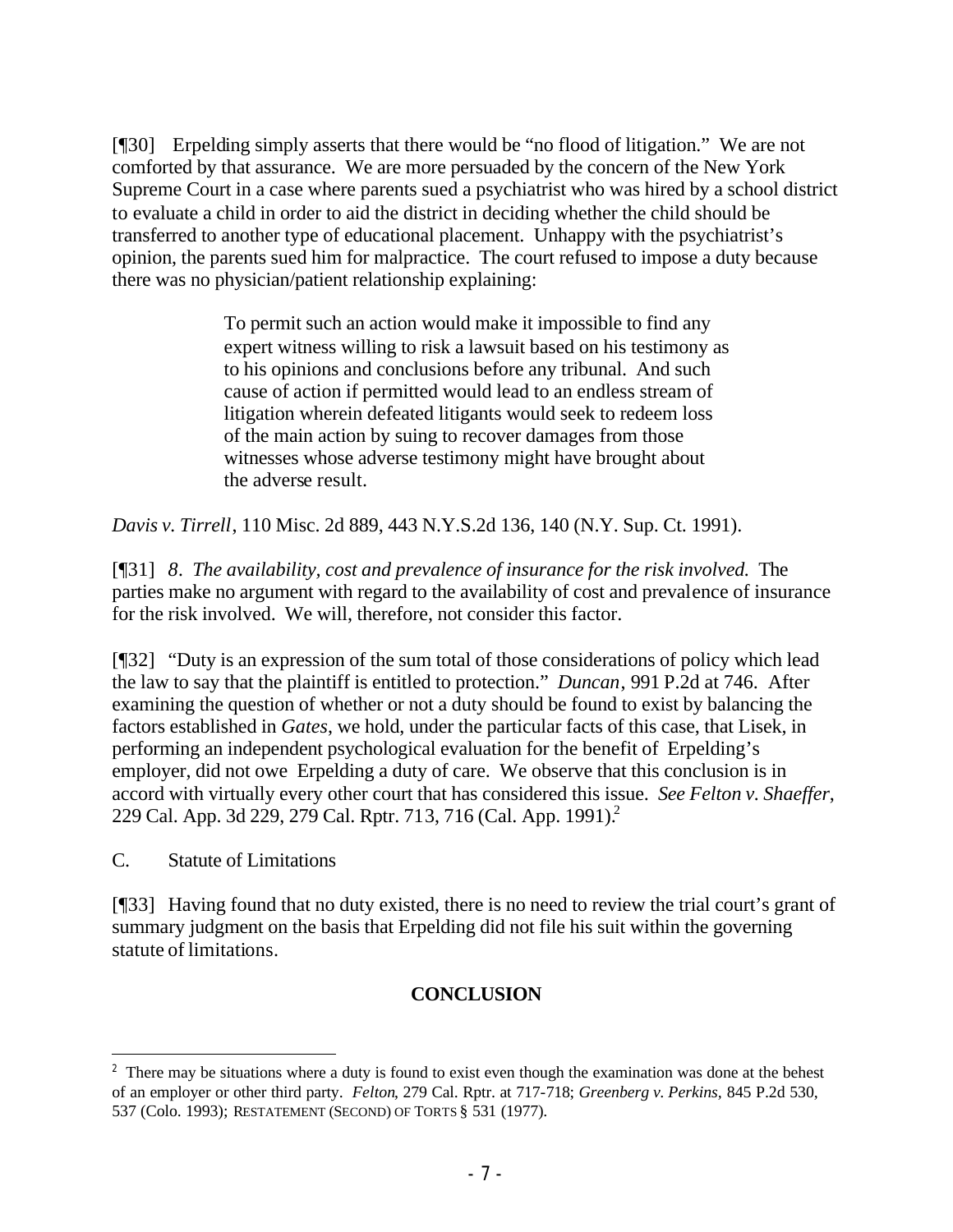[¶30] Erpelding simply asserts that there would be "no flood of litigation." We are not comforted by that assurance. We are more persuaded by the concern of the New York Supreme Court in a case where parents sued a psychiatrist who was hired by a school district to evaluate a child in order to aid the district in deciding whether the child should be transferred to another type of educational placement. Unhappy with the psychiatrist's opinion, the parents sued him for malpractice. The court refused to impose a duty because there was no physician/patient relationship explaining:

> To permit such an action would make it impossible to find any expert witness willing to risk a lawsuit based on his testimony as to his opinions and conclusions before any tribunal. And such cause of action if permitted would lead to an endless stream of litigation wherein defeated litigants would seek to redeem loss of the main action by suing to recover damages from those witnesses whose adverse testimony might have brought about the adverse result.

*Davis v. Tirrell*, 110 Misc. 2d 889, 443 N.Y.S.2d 136, 140 (N.Y. Sup. Ct. 1991).

[¶31] *8. The availability, cost and prevalence of insurance for the risk involved.* The parties make no argument with regard to the availability of cost and prevalence of insurance for the risk involved. We will, therefore, not consider this factor.

[¶32] "Duty is an expression of the sum total of those considerations of policy which lead the law to say that the plaintiff is entitled to protection." *Duncan*, 991 P.2d at 746. After examining the question of whether or not a duty should be found to exist by balancing the factors established in *Gates*, we hold, under the particular facts of this case, that Lisek, in performing an independent psychological evaluation for the benefit of Erpelding's employer, did not owe Erpelding a duty of care. We observe that this conclusion is in accord with virtually every other court that has considered this issue. *See Felton v. Shaeffer*, 229 Cal. App. 3d 229, 279 Cal. Rptr. 713, 716 (Cal. App. 1991).[2]

C. Statute of Limitations

[¶33] Having found that no duty existed, there is no need to review the trial court's grant of summary judgment on the basis that Erpelding did not file his suit within the governing statute of limitations.

## CONCLUSION

---

[2] There may be situations where a duty is found to exist even though the examination was done at the behest of an employer or other third party. *Felton*, 279 Cal. Rptr. at 717-718; *Greenberg v. Perkins*, 845 P.2d 530, 537 (Colo. 1993); RESTATEMENT (SECOND) OF TORTS § 531 (1977).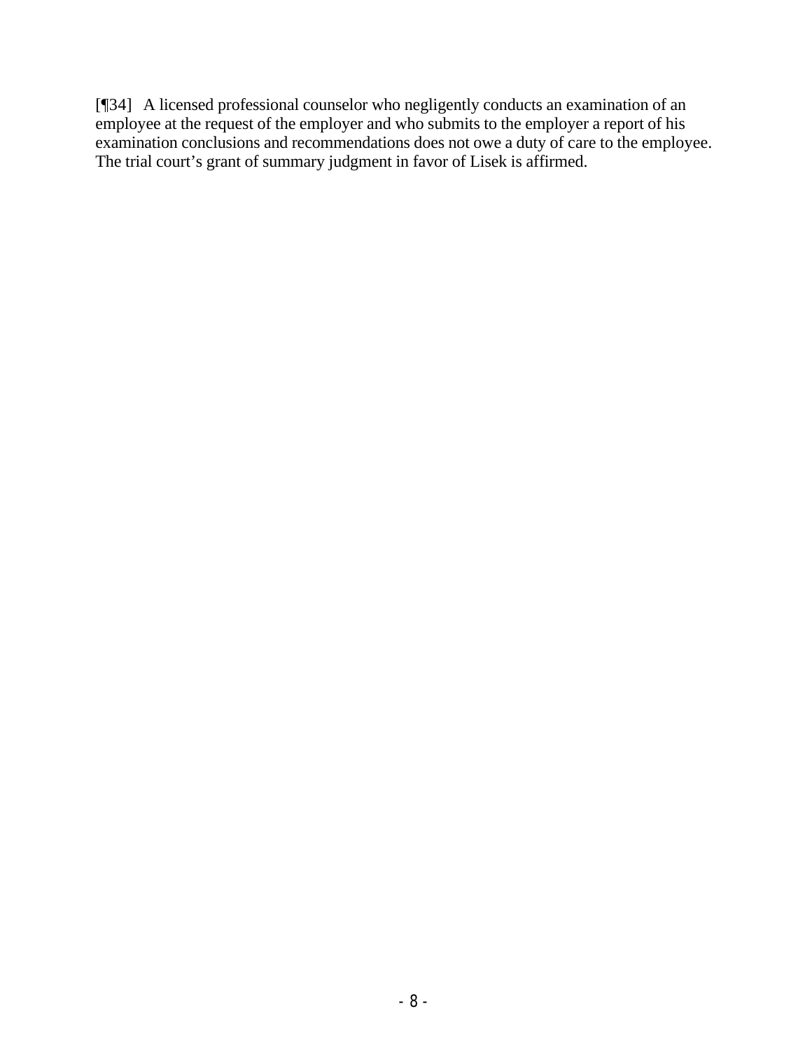[¶34] A licensed professional counselor who negligently conducts an examination of an employee at the request of the employer and who submits to the employer a report of his examination conclusions and recommendations does not owe a duty of care to the employee. The trial court's grant of summary judgment in favor of Lisek is affirmed.